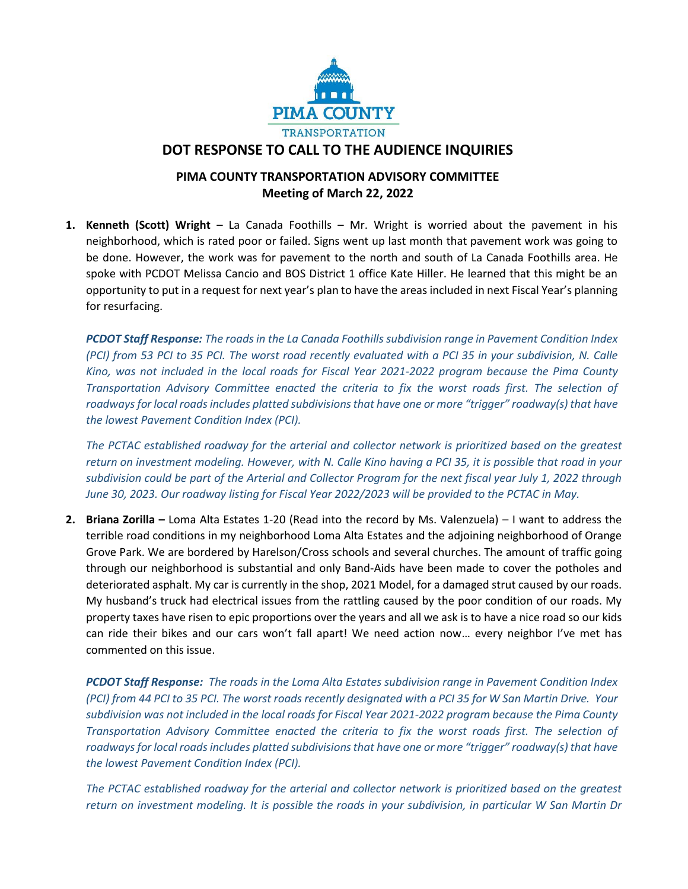PIMA COUNTY

TRANSPORTATION

# DOT RESPONSE TO CALL TO THE AUDIENCE INQUIRIES

## PIMA COUNTY TRANSPORTATION ADVISORY COMMITTEE
## Meeting of March 22, 2022

1. **Kenneth (Scott) Wright** – La Canada Foothills – Mr. Wright is worried about the pavement in his neighborhood, which is rated poor or failed. Signs went up last month that pavement work was going to be done. However, the work was for pavement to the north and south of La Canada Foothills area. He spoke with PCDOT Melissa Cancio and BOS District 1 office Kate Hiller. He learned that this might be an opportunity to put in a request for next year's plan to have the areas included in next Fiscal Year's planning for resurfacing.

   ***PCDOT Staff Response:*** *The roads in the La Canada Foothills subdivision range in Pavement Condition Index (PCI) from 53 PCI to 35 PCI. The worst road recently evaluated with a PCI 35 in your subdivision, N. Calle Kino, was not included in the local roads for Fiscal Year 2021-2022 program because the Pima County Transportation Advisory Committee enacted the criteria to fix the worst roads first. The selection of roadways for local roads includes platted subdivisions that have one or more "trigger" roadway(s) that have the lowest Pavement Condition Index (PCI).*

   *The PCTAC established roadway for the arterial and collector network is prioritized based on the greatest return on investment modeling. However, with N. Calle Kino having a PCI 35, it is possible that road in your subdivision could be part of the Arterial and Collector Program for the next fiscal year July 1, 2022 through June 30, 2023. Our roadway listing for Fiscal Year 2022/2023 will be provided to the PCTAC in May.*

2. **Briana Zorilla –** Loma Alta Estates 1-20 (Read into the record by Ms. Valenzuela) – I want to address the terrible road conditions in my neighborhood Loma Alta Estates and the adjoining neighborhood of Orange Grove Park. We are bordered by Harelson/Cross schools and several churches. The amount of traffic going through our neighborhood is substantial and only Band-Aids have been made to cover the potholes and deteriorated asphalt. My car is currently in the shop, 2021 Model, for a damaged strut caused by our roads. My husband's truck had electrical issues from the rattling caused by the poor condition of our roads. My property taxes have risen to epic proportions over the years and all we ask is to have a nice road so our kids can ride their bikes and our cars won't fall apart! We need action now… every neighbor I've met has commented on this issue.

   ***PCDOT Staff Response:*** *The roads in the Loma Alta Estates subdivision range in Pavement Condition Index (PCI) from 44 PCI to 35 PCI. The worst roads recently designated with a PCI 35 for W San Martin Drive. Your subdivision was not included in the local roads for Fiscal Year 2021-2022 program because the Pima County Transportation Advisory Committee enacted the criteria to fix the worst roads first. The selection of roadways for local roads includes platted subdivisions that have one or more "trigger" roadway(s) that have the lowest Pavement Condition Index (PCI).*

   *The PCTAC established roadway for the arterial and collector network is prioritized based on the greatest return on investment modeling. It is possible the roads in your subdivision, in particular W San Martin Dr*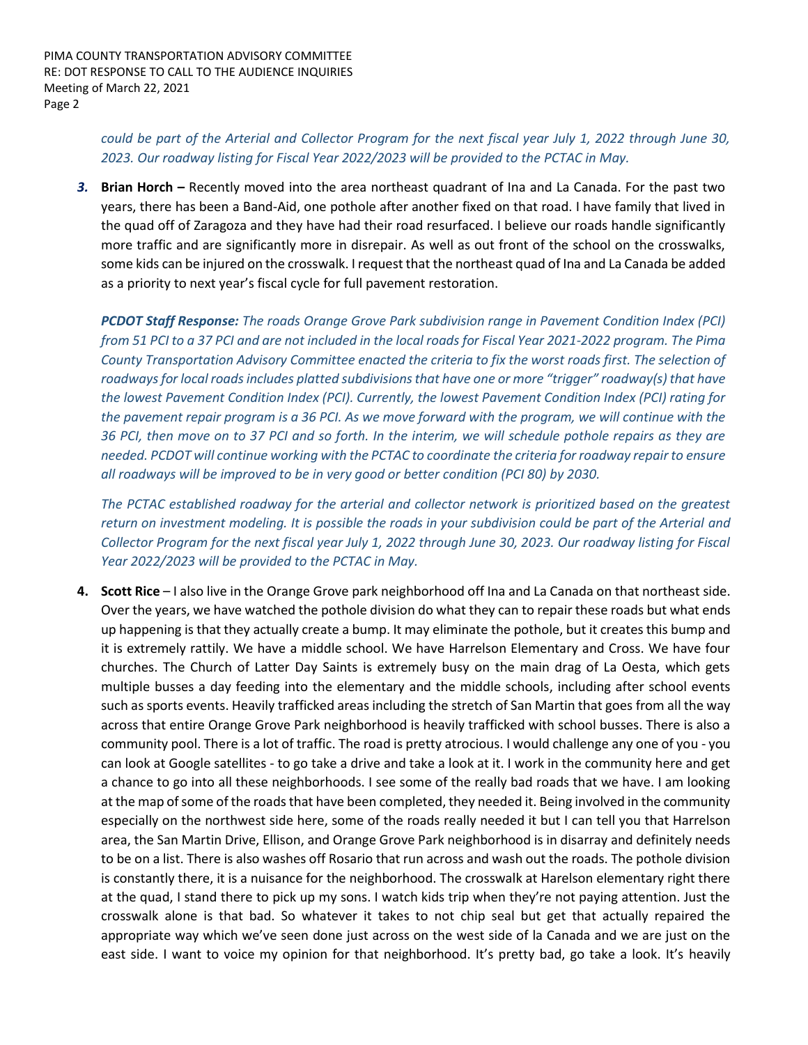*could be part of the Arterial and Collector Program for the next fiscal year July 1, 2022 through June 30, 2023. Our roadway listing for Fiscal Year 2022/2023 will be provided to the PCTAC in May.*

***3.*** **Brian Horch –** Recently moved into the area northeast quadrant of Ina and La Canada. For the past two years, there has been a Band-Aid, one pothole after another fixed on that road. I have family that lived in the quad off of Zaragoza and they have had their road resurfaced. I believe our roads handle significantly more traffic and are significantly more in disrepair. As well as out front of the school on the crosswalks, some kids can be injured on the crosswalk. I request that the northeast quad of Ina and La Canada be added as a priority to next year's fiscal cycle for full pavement restoration.

***PCDOT Staff Response:*** *The roads Orange Grove Park subdivision range in Pavement Condition Index (PCI) from 51 PCI to a 37 PCI and are not included in the local roads for Fiscal Year 2021-2022 program. The Pima County Transportation Advisory Committee enacted the criteria to fix the worst roads first. The selection of roadways for local roads includes platted subdivisions that have one or more "trigger" roadway(s) that have the lowest Pavement Condition Index (PCI). Currently, the lowest Pavement Condition Index (PCI) rating for the pavement repair program is a 36 PCI. As we move forward with the program, we will continue with the 36 PCI, then move on to 37 PCI and so forth. In the interim, we will schedule pothole repairs as they are needed. PCDOT will continue working with the PCTAC to coordinate the criteria for roadway repair to ensure all roadways will be improved to be in very good or better condition (PCI 80) by 2030.*

*The PCTAC established roadway for the arterial and collector network is prioritized based on the greatest return on investment modeling. It is possible the roads in your subdivision could be part of the Arterial and Collector Program for the next fiscal year July 1, 2022 through June 30, 2023. Our roadway listing for Fiscal Year 2022/2023 will be provided to the PCTAC in May.*

**4.** **Scott Rice** – I also live in the Orange Grove park neighborhood off Ina and La Canada on that northeast side. Over the years, we have watched the pothole division do what they can to repair these roads but what ends up happening is that they actually create a bump. It may eliminate the pothole, but it creates this bump and it is extremely rattily. We have a middle school. We have Harrelson Elementary and Cross. We have four churches. The Church of Latter Day Saints is extremely busy on the main drag of La Oesta, which gets multiple busses a day feeding into the elementary and the middle schools, including after school events such as sports events. Heavily trafficked areas including the stretch of San Martin that goes from all the way across that entire Orange Grove Park neighborhood is heavily trafficked with school busses. There is also a community pool. There is a lot of traffic. The road is pretty atrocious. I would challenge any one of you - you can look at Google satellites - to go take a drive and take a look at it. I work in the community here and get a chance to go into all these neighborhoods. I see some of the really bad roads that we have. I am looking at the map of some of the roads that have been completed, they needed it. Being involved in the community especially on the northwest side here, some of the roads really needed it but I can tell you that Harrelson area, the San Martin Drive, Ellison, and Orange Grove Park neighborhood is in disarray and definitely needs to be on a list. There is also washes off Rosario that run across and wash out the roads. The pothole division is constantly there, it is a nuisance for the neighborhood. The crosswalk at Harelson elementary right there at the quad, I stand there to pick up my sons. I watch kids trip when they're not paying attention. Just the crosswalk alone is that bad. So whatever it takes to not chip seal but get that actually repaired the appropriate way which we've seen done just across on the west side of la Canada and we are just on the east side. I want to voice my opinion for that neighborhood. It's pretty bad, go take a look. It's heavily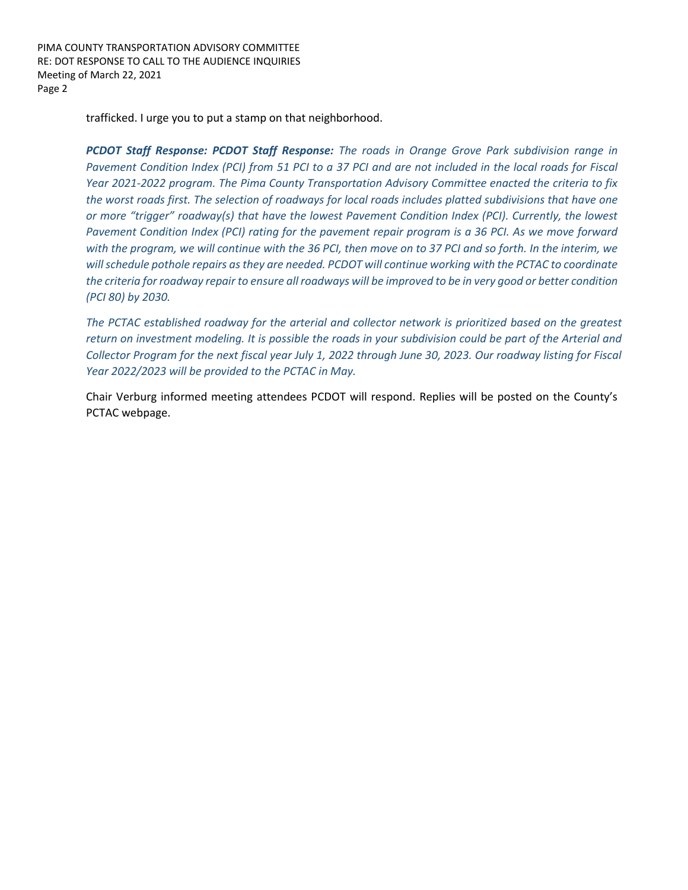trafficked. I urge you to put a stamp on that neighborhood.

***PCDOT Staff Response: PCDOT Staff Response:*** *The roads in Orange Grove Park subdivision range in Pavement Condition Index (PCI) from 51 PCI to a 37 PCI and are not included in the local roads for Fiscal Year 2021-2022 program. The Pima County Transportation Advisory Committee enacted the criteria to fix the worst roads first. The selection of roadways for local roads includes platted subdivisions that have one or more "trigger" roadway(s) that have the lowest Pavement Condition Index (PCI). Currently, the lowest Pavement Condition Index (PCI) rating for the pavement repair program is a 36 PCI. As we move forward with the program, we will continue with the 36 PCI, then move on to 37 PCI and so forth. In the interim, we will schedule pothole repairs as they are needed. PCDOT will continue working with the PCTAC to coordinate the criteria for roadway repair to ensure all roadways will be improved to be in very good or better condition (PCI 80) by 2030.*

*The PCTAC established roadway for the arterial and collector network is prioritized based on the greatest return on investment modeling. It is possible the roads in your subdivision could be part of the Arterial and Collector Program for the next fiscal year July 1, 2022 through June 30, 2023. Our roadway listing for Fiscal Year 2022/2023 will be provided to the PCTAC in May.*

Chair Verburg informed meeting attendees PCDOT will respond. Replies will be posted on the County's PCTAC webpage.